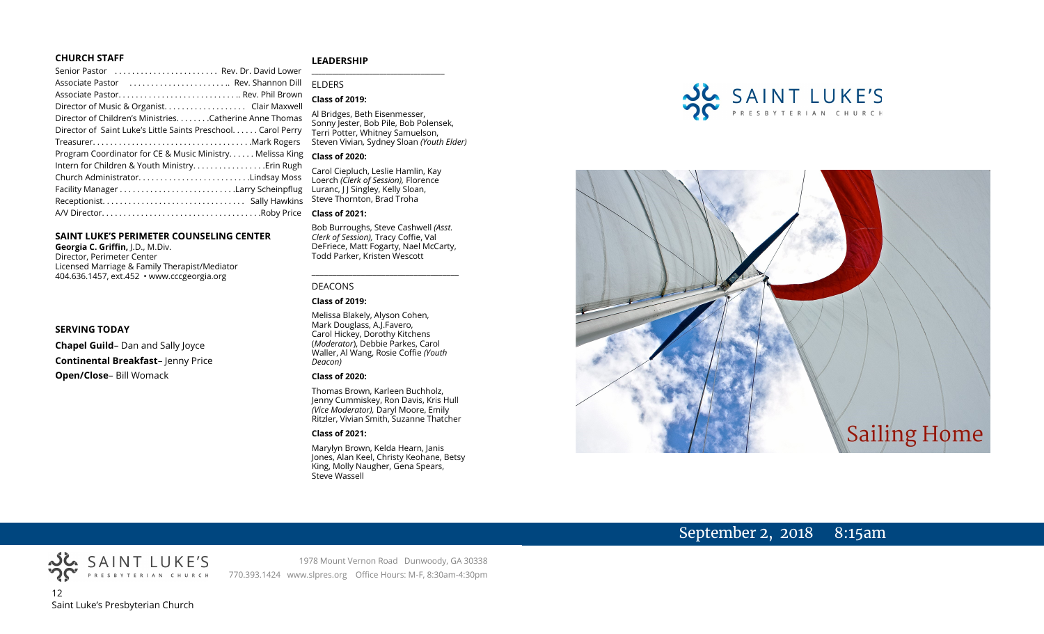## CHURCH STAFF

| Role | Name |
|---|---|
| Senior Pastor | Rev. Dr. David Lower |
| Associate Pastor | Rev. Shannon Dill |
| Associate Pastor | Rev. Phil Brown |
| Director of Music & Organist | Clair Maxwell |
| Director of Children's Ministries | Catherine Anne Thomas |
| Director of Saint Luke's Little Saints Preschool | Carol Perry |
| Treasurer | Mark Rogers |
| Program Coordinator for CE & Music Ministry | Melissa King |
| Intern for Children & Youth Ministry | Erin Rugh |
| Church Administrator | Lindsay Moss |
| Facility Manager | Larry Scheinpflug |
| Receptionist | Sally Hawkins |
| A/V Director | Roby Price |

### SAINT LUKE'S PERIMETER COUNSELING CENTER

**Georgia C. Griffin,** J.D., M.Div.
Director, Perimeter Center
Licensed Marriage & Family Therapist/Mediator
404.636.1457, ext.452 • www.cccgeorgia.org

### SERVING TODAY

**Chapel Guild**– Dan and Sally Joyce

**Continental Breakfast**– Jenny Price

**Open/Close**– Bill Womack

## LEADERSHIP

ELDERS

**Class of 2019:**

Al Bridges, Beth Eisenmesser, Sonny Jester, Bob Pile, Bob Polensek, Terri Potter, Whitney Samuelson, Steven Vivian*,* Sydney Sloan *(Youth Elder)*

**Class of 2020:**

Carol Ciepluch, Leslie Hamlin, Kay Loerch *(Clerk of Session),* Florence Luranc, J J Singley, Kelly Sloan, Steve Thornton, Brad Troha

**Class of 2021:**

Bob Burroughs, Steve Cashwell *(Asst. Clerk of Session),* Tracy Coffie, Val DeFriece, Matt Fogarty, Nael McCarty, Todd Parker, Kristen Wescott

DEACONS

**Class of 2019:**

Melissa Blakely, Alyson Cohen, Mark Douglass, A.J.Favero, Carol Hickey, Dorothy Kitchens (*Moderator*), Debbie Parkes, Carol Waller, Al Wang, Rosie Coffie *(Youth Deacon)*

**Class of 2020:**

Thomas Brown, Karleen Buchholz, Jenny Cummiskey, Ron Davis, Kris Hull *(Vice Moderator),* Daryl Moore, Emily Ritzler, Vivian Smith, Suzanne Thatcher

**Class of 2021:**

Marylyn Brown, Kelda Hearn, Janis Jones, Alan Keel, Christy Keohane, Betsy King, Molly Naugher, Gena Spears, Steve Wassell

SAINT LUKE'S PRESBYTERIAN CHURCH

1978 Mount Vernon Road Dunwoody, GA 30338
770.393.1424 www.slpres.org Office Hours: M-F, 8:30am-4:30pm

# Sailing Home

September 2, 2018 8:15am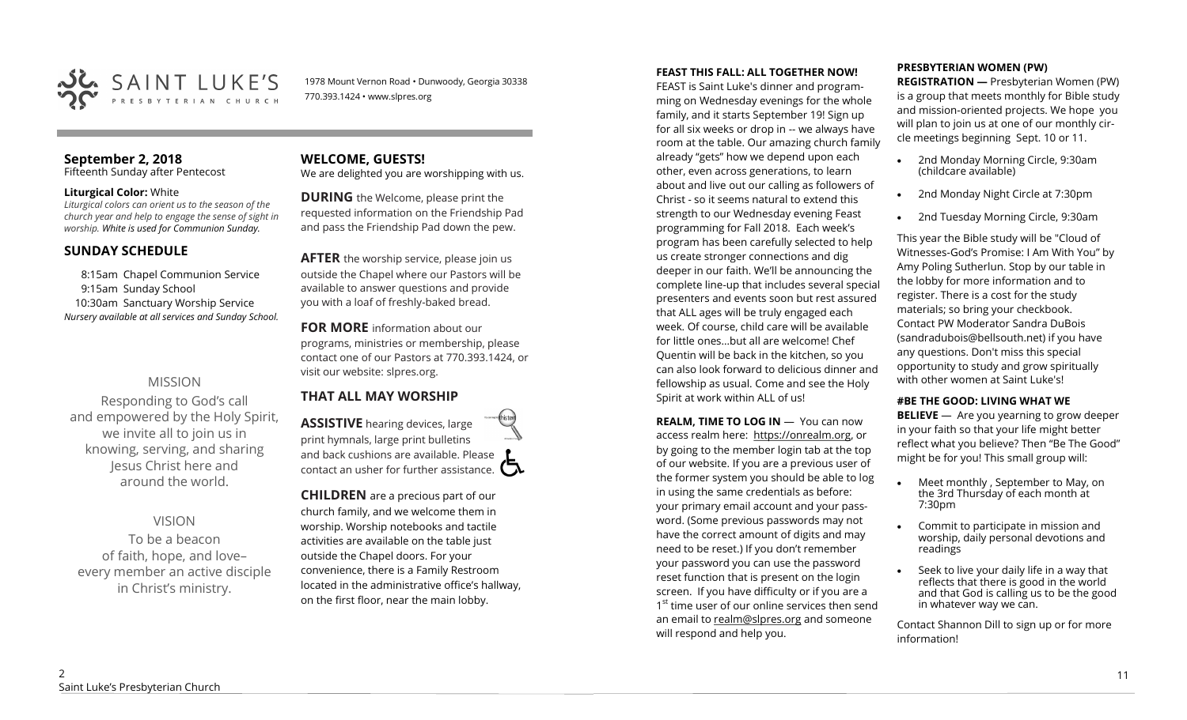SAINT LUKE'S PRESBYTERIAN CHURCH

1978 Mount Vernon Road • Dunwoody, Georgia 30338
770.393.1424 • www.slpres.org

## September 2, 2018
Fifteenth Sunday after Pentecost

**Liturgical Color:** White
*Liturgical colors can orient us to the season of the church year and help to engage the sense of sight in worship. White is used for Communion Sunday.*

## SUNDAY SCHEDULE

8:15am Chapel Communion Service
9:15am Sunday School
10:30am Sanctuary Worship Service
*Nursery available at all services and Sunday School.*

### MISSION

Responding to God's call and empowered by the Holy Spirit, we invite all to join us in knowing, serving, and sharing Jesus Christ here and around the world.

### VISION

To be a beacon of faith, hope, and love– every member an active disciple in Christ's ministry.

## WELCOME, GUESTS!

We are delighted you are worshipping with us.

**DURING** the Welcome, please print the requested information on the Friendship Pad and pass the Friendship Pad down the pew.

**AFTER** the worship service, please join us outside the Chapel where our Pastors will be available to answer questions and provide you with a loaf of freshly-baked bread.

**FOR MORE** information about our programs, ministries or membership, please contact one of our Pastors at 770.393.1424, or visit our website: slpres.org.

## THAT ALL MAY WORSHIP

**ASSISTIVE** hearing devices, large print hymnals, large print bulletins and back cushions are available. Please contact an usher for further assistance.

**CHILDREN** are a precious part of our church family, and we welcome them in worship. Worship notebooks and tactile activities are available on the table just outside the Chapel doors. For your convenience, there is a Family Restroom located in the administrative office's hallway, on the first floor, near the main lobby.

### FEAST THIS FALL: ALL TOGETHER NOW!

FEAST is Saint Luke's dinner and programming on Wednesday evenings for the whole family, and it starts September 19! Sign up for all six weeks or drop in -- we always have room at the table. Our amazing church family already "gets" how we depend upon each other, even across generations, to learn about and live out our calling as followers of Christ - so it seems natural to extend this strength to our Wednesday evening Feast programming for Fall 2018. Each week's program has been carefully selected to help us create stronger connections and dig deeper in our faith. We'll be announcing the complete line-up that includes several special presenters and events soon but rest assured that ALL ages will be truly engaged each week. Of course, child care will be available for little ones...but all are welcome! Chef Quentin will be back in the kitchen, so you can also look forward to delicious dinner and fellowship as usual. Come and see the Holy Spirit at work within ALL of us!

**REALM, TIME TO LOG IN** — You can now access realm here: https://onrealm.org, or by going to the member login tab at the top of our website. If you are a previous user of the former system you should be able to log in using the same credentials as before: your primary email account and your password. (Some previous passwords may not have the correct amount of digits and may need to be reset.) If you don't remember your password you can use the password reset function that is present on the login screen. If you have difficulty or if you are a 1st time user of our online services then send an email to realm@slpres.org and someone will respond and help you.

### PRESBYTERIAN WOMEN (PW) REGISTRATION —

Presbyterian Women (PW) is a group that meets monthly for Bible study and mission-oriented projects. We hope you will plan to join us at one of our monthly circle meetings beginning Sept. 10 or 11.

- 2nd Monday Morning Circle, 9:30am (childcare available)
- 2nd Monday Night Circle at 7:30pm
- 2nd Tuesday Morning Circle, 9:30am

This year the Bible study will be "Cloud of Witnesses-God's Promise: I Am With You" by Amy Poling Sutherlun. Stop by our table in the lobby for more information and to register. There is a cost for the study materials; so bring your checkbook. Contact PW Moderator Sandra DuBois (sandradubois@bellsouth.net) if you have any questions. Don't miss this special opportunity to study and grow spiritually with other women at Saint Luke's!

### #BE THE GOOD: LIVING WHAT WE BELIEVE —

Are you yearning to grow deeper in your faith so that your life might better reflect what you believe? Then "Be The Good" might be for you! This small group will:

- Meet monthly , September to May, on the 3rd Thursday of each month at 7:30pm
- Commit to participate in mission and worship, daily personal devotions and readings
- Seek to live your daily life in a way that reflects that there is good in the world and that God is calling us to be the good in whatever way we can.

Contact Shannon Dill to sign up or for more information!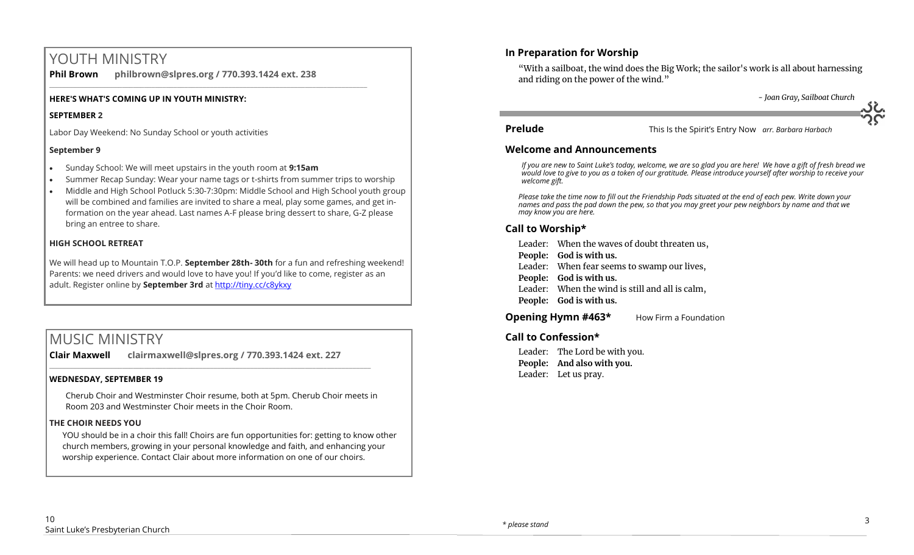# YOUTH MINISTRY

**Phil Brown philbrown@slpres.org / 770.393.1424 ext. 238**

**HERE'S WHAT'S COMING UP IN YOUTH MINISTRY:**

**SEPTEMBER 2**

Labor Day Weekend: No Sunday School or youth activities

**September 9**

- Sunday School: We will meet upstairs in the youth room at **9:15am**
- Summer Recap Sunday: Wear your name tags or t-shirts from summer trips to worship
- Middle and High School Potluck 5:30-7:30pm: Middle School and High School youth group will be combined and families are invited to share a meal, play some games, and get information on the year ahead. Last names A-F please bring dessert to share, G-Z please bring an entree to share.

**HIGH SCHOOL RETREAT**

We will head up to Mountain T.O.P. **September 28th- 30th** for a fun and refreshing weekend! Parents: we need drivers and would love to have you! If you'd like to come, register as an adult. Register online by **September 3rd** at http://tiny.cc/c8ykxy

# MUSIC MINISTRY

**Clair Maxwell clairmaxwell@slpres.org / 770.393.1424 ext. 227**

**WEDNESDAY, SEPTEMBER 19**

Cherub Choir and Westminster Choir resume, both at 5pm. Cherub Choir meets in Room 203 and Westminster Choir meets in the Choir Room.

**THE CHOIR NEEDS YOU**

YOU should be in a choir this fall! Choirs are fun opportunities for: getting to know other church members, growing in your personal knowledge and faith, and enhancing your worship experience. Contact Clair about more information on one of our choirs.

## In Preparation for Worship

"With a sailboat, the wind does the Big Work; the sailor's work is all about harnessing and riding on the power of the wind."

*- Joan Gray, Sailboat Church*

**Prelude** This Is the Spirit's Entry Now *arr. Barbara Harbach*

## Welcome and Announcements

*If you are new to Saint Luke's today, welcome, we are so glad you are here! We have a gift of fresh bread we would love to give to you as a token of our gratitude. Please introduce yourself after worship to receive your welcome gift.*

*Please take the time now to fill out the Friendship Pads situated at the end of each pew. Write down your names and pass the pad down the pew, so that you may greet your pew neighbors by name and that we may know you are here.*

## Call to Worship*

Leader: When the waves of doubt threaten us,
**People: God is with us.**
Leader: When fear seems to swamp our lives,
**People: God is with us.**
Leader: When the wind is still and all is calm,
**People: God is with us.**

**Opening Hymn #463*** How Firm a Foundation

## Call to Confession*

Leader: The Lord be with you.
**People: And also with you.**
Leader: Let us pray.

*\* please stand*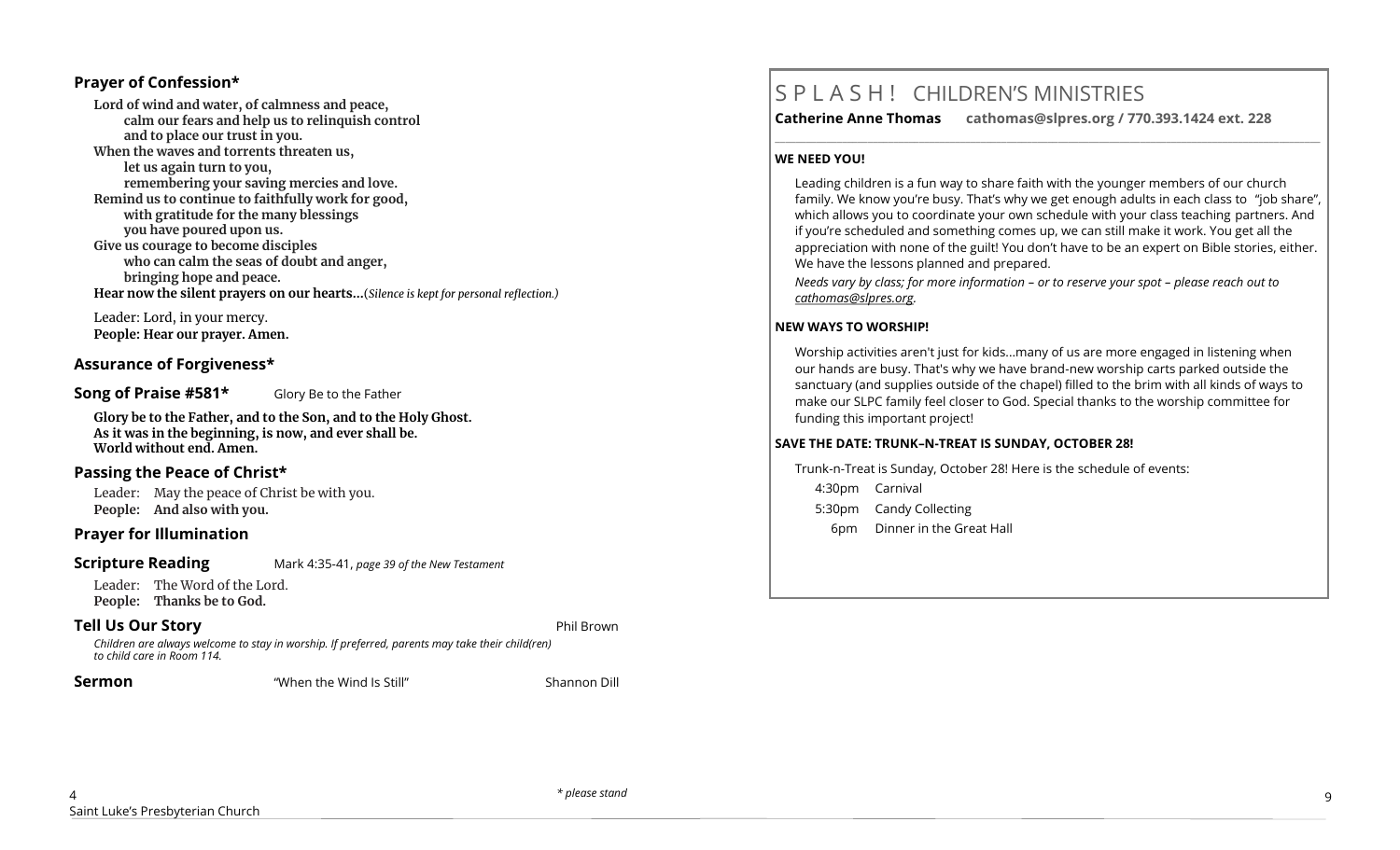## Prayer of Confession*

**Lord of wind and water, of calmness and peace,**
**calm our fears and help us to relinquish control**
**and to place our trust in you.**
**When the waves and torrents threaten us,**
**let us again turn to you,**
**remembering your saving mercies and love.**
**Remind us to continue to faithfully work for good,**
**with gratitude for the many blessings**
**you have poured upon us.**
**Give us courage to become disciples**
**who can calm the seas of doubt and anger,**
**bringing hope and peace.**
**Hear now the silent prayers on our hearts…**(*Silence is kept for personal reflection.)*

Leader: Lord, in your mercy.
**People: Hear our prayer. Amen.**

## Assurance of Forgiveness*

## Song of Praise #581* Glory Be to the Father

**Glory be to the Father, and to the Son, and to the Holy Ghost.**
**As it was in the beginning, is now, and ever shall be.**
**World without end. Amen.**

## Passing the Peace of Christ*

Leader: May the peace of Christ be with you.
**People: And also with you.**

## Prayer for Illumination

## Scripture Reading Mark 4:35-41, *page 39 of the New Testament*

Leader: The Word of the Lord.
**People: Thanks be to God.**

## Tell Us Our Story Phil Brown

*Children are always welcome to stay in worship. If preferred, parents may take their child(ren) to child care in Room 114.*

## Sermon "When the Wind Is Still" Shannon Dill

*\* please stand*

# S P L A S H ! CHILDREN'S MINISTRIES

**Catherine Anne Thomas cathomas@slpres.org / 770.393.1424 ext. 228**

**WE NEED YOU!**

Leading children is a fun way to share faith with the younger members of our church family. We know you're busy. That's why we get enough adults in each class to "job share", which allows you to coordinate your own schedule with your class teaching partners. And if you're scheduled and something comes up, we can still make it work. You get all the appreciation with none of the guilt! You don't have to be an expert on Bible stories, either. We have the lessons planned and prepared.

*Needs vary by class; for more information – or to reserve your spot – please reach out to cathomas@slpres.org.*

**NEW WAYS TO WORSHIP!**

Worship activities aren't just for kids…many of us are more engaged in listening when our hands are busy. That's why we have brand-new worship carts parked outside the sanctuary (and supplies outside of the chapel) filled to the brim with all kinds of ways to make our SLPC family feel closer to God. Special thanks to the worship committee for funding this important project!

**SAVE THE DATE: TRUNK–N-TREAT IS SUNDAY, OCTOBER 28!**

Trunk-n-Treat is Sunday, October 28! Here is the schedule of events:

4:30pm Carnival
5:30pm Candy Collecting
6pm Dinner in the Great Hall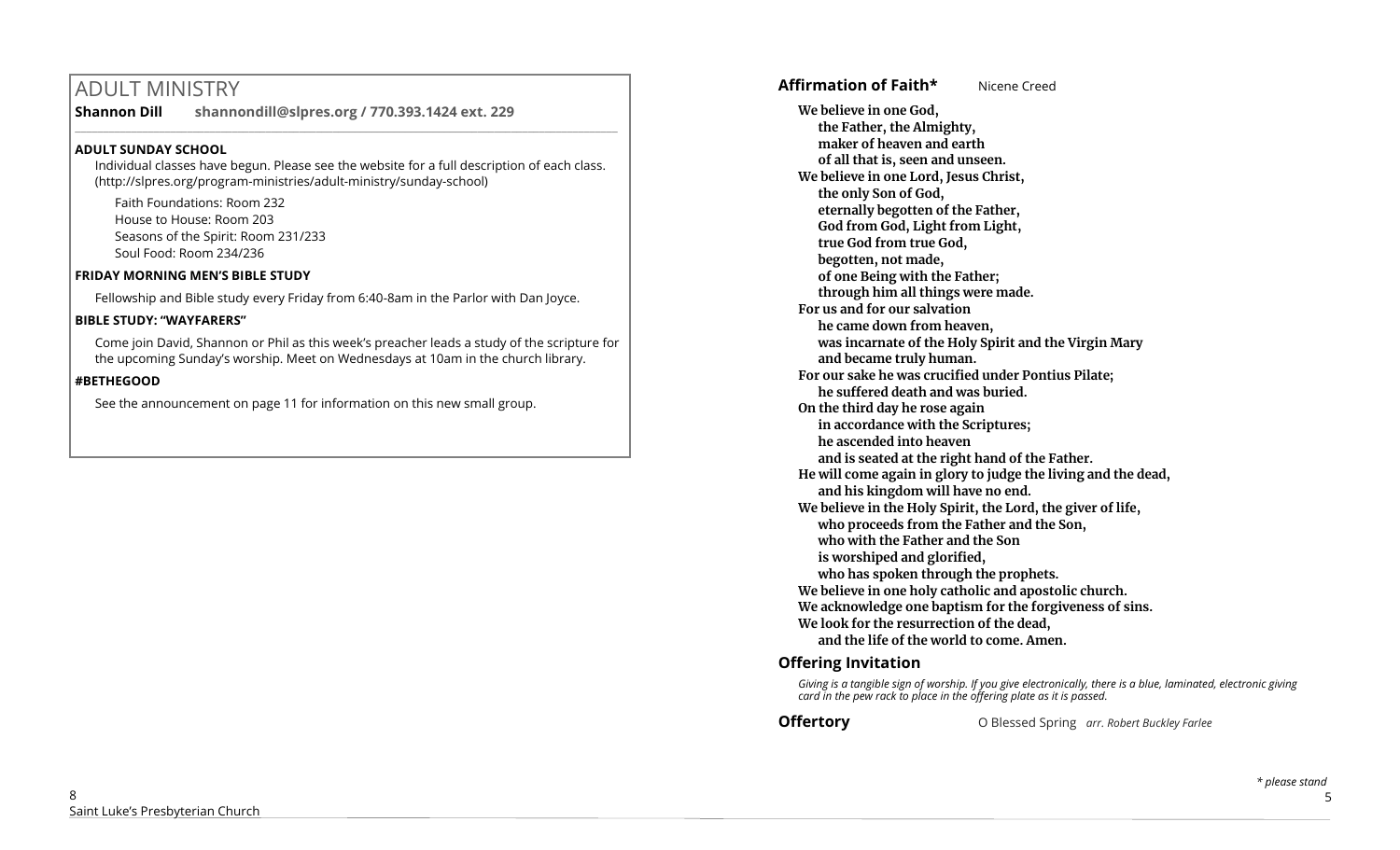# ADULT MINISTRY

**Shannon Dill** **shannondill@slpres.org / 770.393.1424 ext. 229**

### ADULT SUNDAY SCHOOL

Individual classes have begun. Please see the website for a full description of each class. (http://slpres.org/program-ministries/adult-ministry/sunday-school)

Faith Foundations: Room 232
House to House: Room 203
Seasons of the Spirit: Room 231/233
Soul Food: Room 234/236

### FRIDAY MORNING MEN'S BIBLE STUDY

Fellowship and Bible study every Friday from 6:40-8am in the Parlor with Dan Joyce.

### BIBLE STUDY: "WAYFARERS"

Come join David, Shannon or Phil as this week's preacher leads a study of the scripture for the upcoming Sunday's worship. Meet on Wednesdays at 10am in the church library.

### #BETHEGOOD

See the announcement on page 11 for information on this new small group.

## Affirmation of Faith* Nicene Creed

**We believe in one God,**
**the Father, the Almighty,**
**maker of heaven and earth**
**of all that is, seen and unseen.**
**We believe in one Lord, Jesus Christ,**
**the only Son of God,**
**eternally begotten of the Father,**
**God from God, Light from Light,**
**true God from true God,**
**begotten, not made,**
**of one Being with the Father;**
**through him all things were made.**
**For us and for our salvation**
**he came down from heaven,**
**was incarnate of the Holy Spirit and the Virgin Mary**
**and became truly human.**
**For our sake he was crucified under Pontius Pilate;**
**he suffered death and was buried.**
**On the third day he rose again**
**in accordance with the Scriptures;**
**he ascended into heaven**
**and is seated at the right hand of the Father.**
**He will come again in glory to judge the living and the dead,**
**and his kingdom will have no end.**
**We believe in the Holy Spirit, the Lord, the giver of life,**
**who proceeds from the Father and the Son,**
**who with the Father and the Son**
**is worshiped and glorified,**
**who has spoken through the prophets.**
**We believe in one holy catholic and apostolic church.**
**We acknowledge one baptism for the forgiveness of sins.**
**We look for the resurrection of the dead,**
**and the life of the world to come. Amen.**

## Offering Invitation

*Giving is a tangible sign of worship. If you give electronically, there is a blue, laminated, electronic giving card in the pew rack to place in the offering plate as it is passed.*

## Offertory O Blessed Spring *arr. Robert Buckley Farlee*

*\* please stand*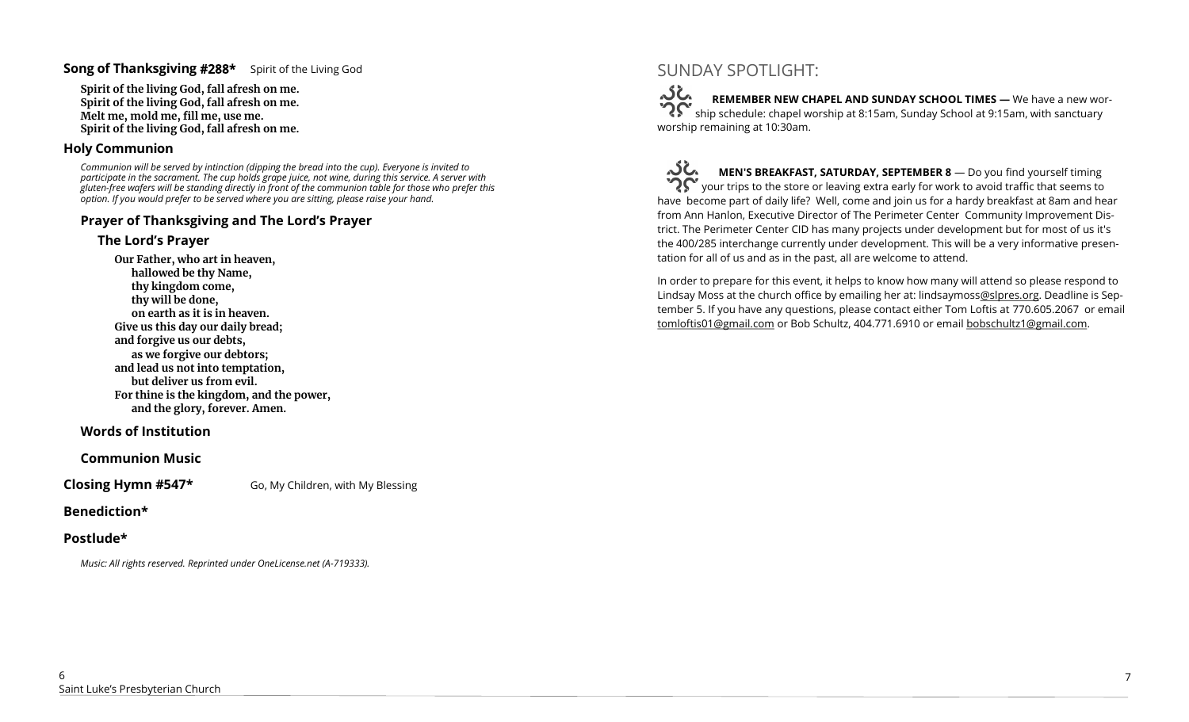**Song of Thanksgiving #288*** Spirit of the Living God

**Spirit of the living God, fall afresh on me.**
**Spirit of the living God, fall afresh on me.**
**Melt me, mold me, fill me, use me.**
**Spirit of the living God, fall afresh on me.**

## Holy Communion

*Communion will be served by intinction (dipping the bread into the cup). Everyone is invited to participate in the sacrament. The cup holds grape juice, not wine, during this service. A server with gluten-free wafers will be standing directly in front of the communion table for those who prefer this option. If you would prefer to be served where you are sitting, please raise your hand.*

### Prayer of Thanksgiving and The Lord's Prayer

#### The Lord's Prayer

**Our Father, who art in heaven,**
**hallowed be thy Name,**
**thy kingdom come,**
**thy will be done,**
**on earth as it is in heaven.**
**Give us this day our daily bread;**
**and forgive us our debts,**
**as we forgive our debtors;**
**and lead us not into temptation,**
**but deliver us from evil.**
**For thine is the kingdom, and the power,**
**and the glory, forever. Amen.**

### Words of Institution

### Communion Music

**Closing Hymn #547*** Go, My Children, with My Blessing

**Benediction***

**Postlude***

*Music: All rights reserved. Reprinted under OneLicense.net (A-719333).*

## SUNDAY SPOTLIGHT:

**REMEMBER NEW CHAPEL AND SUNDAY SCHOOL TIMES —** We have a new worship schedule: chapel worship at 8:15am, Sunday School at 9:15am, with sanctuary worship remaining at 10:30am.

**MEN'S BREAKFAST, SATURDAY, SEPTEMBER 8** — Do you find yourself timing your trips to the store or leaving extra early for work to avoid traffic that seems to have become part of daily life? Well, come and join us for a hardy breakfast at 8am and hear from Ann Hanlon, Executive Director of The Perimeter Center Community Improvement District. The Perimeter Center CID has many projects under development but for most of us it's the 400/285 interchange currently under development. This will be a very informative presentation for all of us and as in the past, all are welcome to attend.

In order to prepare for this event, it helps to know how many will attend so please respond to Lindsay Moss at the church office by emailing her at: lindsaymoss@slpres.org. Deadline is September 5. If you have any questions, please contact either Tom Loftis at 770.605.2067 or email tomloftis01@gmail.com or Bob Schultz, 404.771.6910 or email bobschultz1@gmail.com.